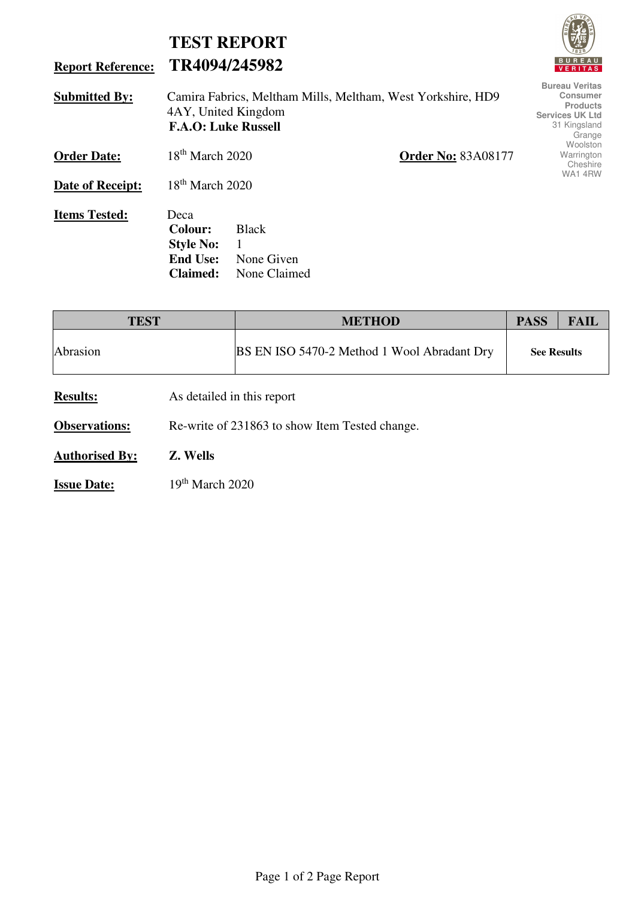# TEST REPORT

**Report Reference:** **TR4094/245982**

Bureau Veritas Consumer Products Services UK Ltd
31 Kingsland Grange
Woolston
Warrington
Cheshire
WA1 4RW

**Submitted By:** Camira Fabrics, Meltham Mills, Meltham, West Yorkshire, HD9 4AY, United Kingdom
**F.A.O: Luke Russell**

**Order Date:** 18th March 2020 **Order No:** 83A08177

**Date of Receipt:** 18th March 2020

**Items Tested:** Deca
**Colour:** Black
**Style No:** 1
**End Use:** None Given
**Claimed:** None Claimed

| TEST | METHOD | PASS | FAIL |
|---|---|---|---|
| Abrasion | BS EN ISO 5470-2 Method 1 Wool Abradant Dry | **See Results** | |

**Results:** As detailed in this report

**Observations:** Re-write of 231863 to show Item Tested change.

**Authorised By:** **Z. Wells**

**Issue Date:** 19th March 2020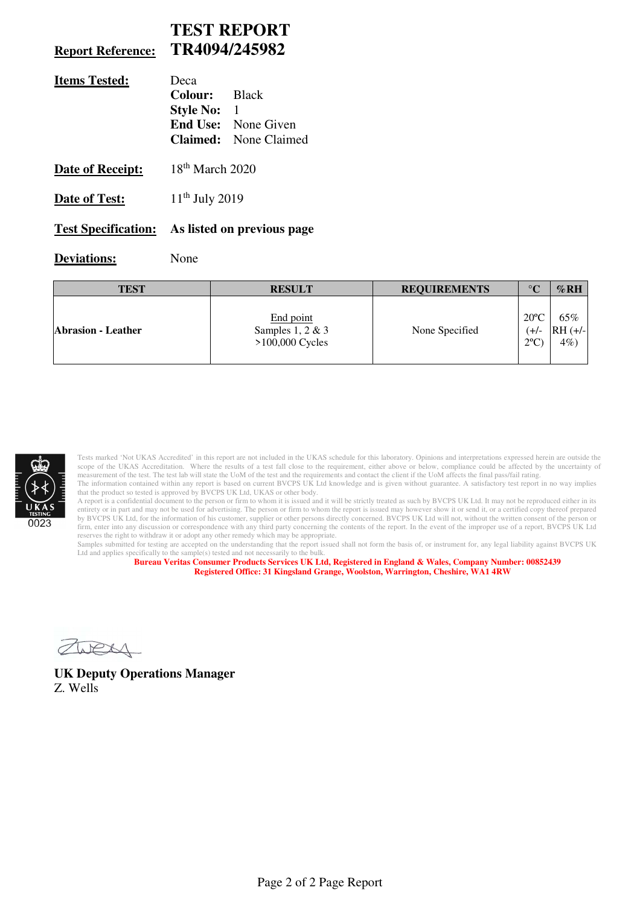# TEST REPORT

**Report Reference:** **TR4094/245982**

**Items Tested:** Deca
**Colour:** Black
**Style No:** 1
**End Use:** None Given
**Claimed:** None Claimed

**Date of Receipt:** 18th March 2020

**Date of Test:** 11th July 2019

**Test Specification:** **As listed on previous page**

**Deviations:** None

| TEST | RESULT | REQUIREMENTS | °C | %RH |
|---|---|---|---|---|
| **Abrasion - Leather** | End point<br>Samples 1, 2 & 3<br>>100,000 Cycles | None Specified | 20ºC (+/- 2ºC) | 65% RH (+/- 4%) |

UKAS TESTING 0023

Tests marked 'Not UKAS Accredited' in this report are not included in the UKAS schedule for this laboratory. Opinions and interpretations expressed herein are outside the scope of the UKAS Accreditation. Where the results of a test fall close to the requirement, either above or below, compliance could be affected by the uncertainty of measurement of the test. The test lab will state the UoM of the test and the requirements and contact the client if the UoM affects the final pass/fail rating.
The information contained within any report is based on current BVCPS UK Ltd knowledge and is given without guarantee. A satisfactory test report in no way implies that the product so tested is approved by BVCPS UK Ltd, UKAS or other body.
A report is a confidential document to the person or firm to whom it is issued and it will be strictly treated as such by BVCPS UK Ltd. It may not be reproduced either in its entirety or in part and may not be used for advertising. The person or firm to whom the report is issued may however show it or send it, or a certified copy thereof prepared by BVCPS UK Ltd, for the information of his customer, supplier or other persons directly concerned. BVCPS UK Ltd will not, without the written consent of the person or firm, enter into any discussion or correspondence with any third party concerning the contents of the report. In the event of the improper use of a report, BVCPS UK Ltd reserves the right to withdraw it or adopt any other remedy which may be appropriate.
Samples submitted for testing are accepted on the understanding that the report issued shall not form the basis of, or instrument for, any legal liability against BVCPS UK Ltd and applies specifically to the sample(s) tested and not necessarily to the bulk.

**Bureau Veritas Consumer Products Services UK Ltd, Registered in England & Wales, Company Number: 00852439**
**Registered Office: 31 Kingsland Grange, Woolston, Warrington, Cheshire, WA1 4RW**

**UK Deputy Operations Manager**
Z. Wells